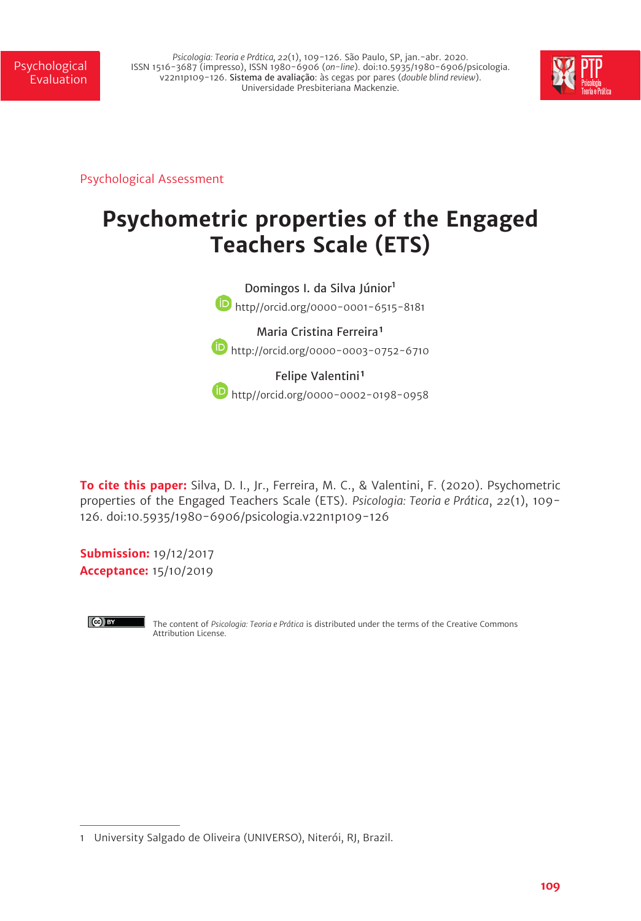Psychological Assessment

# Psychometric properties of the Engaged Teachers Scale (ETS)

Domingos I. da Silva Júnior[1]
http//orcid.org/0000-0001-6515-8181

Maria Cristina Ferreira[1]
http://orcid.org/0000-0003-0752-6710

Felipe Valentini[1]
http//orcid.org/0000-0002-0198-0958

**To cite this paper:** Silva, D. I., Jr., Ferreira, M. C., & Valentini, F. (2020). Psychometric properties of the Engaged Teachers Scale (ETS). *Psicologia: Teoria e Prática*, 22(1), 109-126. doi:10.5935/1980-6906/psicologia.v22n1p109-126

**Submission:** 19/12/2017
**Acceptance:** 15/10/2019

The content of *Psicologia: Teoria e Prática* is distributed under the terms of the Creative Commons Attribution License.

1 University Salgado de Oliveira (UNIVERSO), Niterói, RJ, Brazil.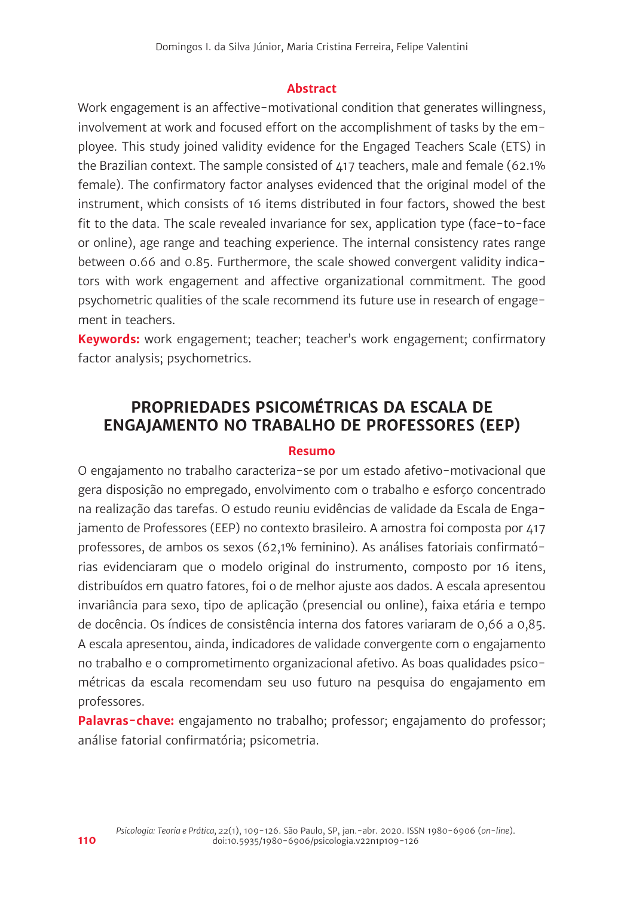## Abstract

Work engagement is an affective-motivational condition that generates willingness, involvement at work and focused effort on the accomplishment of tasks by the employee. This study joined validity evidence for the Engaged Teachers Scale (ETS) in the Brazilian context. The sample consisted of 417 teachers, male and female (62.1% female). The confirmatory factor analyses evidenced that the original model of the instrument, which consists of 16 items distributed in four factors, showed the best fit to the data. The scale revealed invariance for sex, application type (face-to-face or online), age range and teaching experience. The internal consistency rates range between 0.66 and 0.85. Furthermore, the scale showed convergent validity indicators with work engagement and affective organizational commitment. The good psychometric qualities of the scale recommend its future use in research of engagement in teachers.

**Keywords:** work engagement; teacher; teacher's work engagement; confirmatory factor analysis; psychometrics.

# PROPRIEDADES PSICOMÉTRICAS DA ESCALA DE ENGAJAMENTO NO TRABALHO DE PROFESSORES (EEP)

## Resumo

O engajamento no trabalho caracteriza-se por um estado afetivo-motivacional que gera disposição no empregado, envolvimento com o trabalho e esforço concentrado na realização das tarefas. O estudo reuniu evidências de validade da Escala de Engajamento de Professores (EEP) no contexto brasileiro. A amostra foi composta por 417 professores, de ambos os sexos (62,1% feminino). As análises fatoriais confirmatórias evidenciaram que o modelo original do instrumento, composto por 16 itens, distribuídos em quatro fatores, foi o de melhor ajuste aos dados. A escala apresentou invariância para sexo, tipo de aplicação (presencial ou online), faixa etária e tempo de docência. Os índices de consistência interna dos fatores variaram de 0,66 a 0,85. A escala apresentou, ainda, indicadores de validade convergente com o engajamento no trabalho e o comprometimento organizacional afetivo. As boas qualidades psicométricas da escala recomendam seu uso futuro na pesquisa do engajamento em professores.

**Palavras-chave:** engajamento no trabalho; professor; engajamento do professor; análise fatorial confirmatória; psicometria.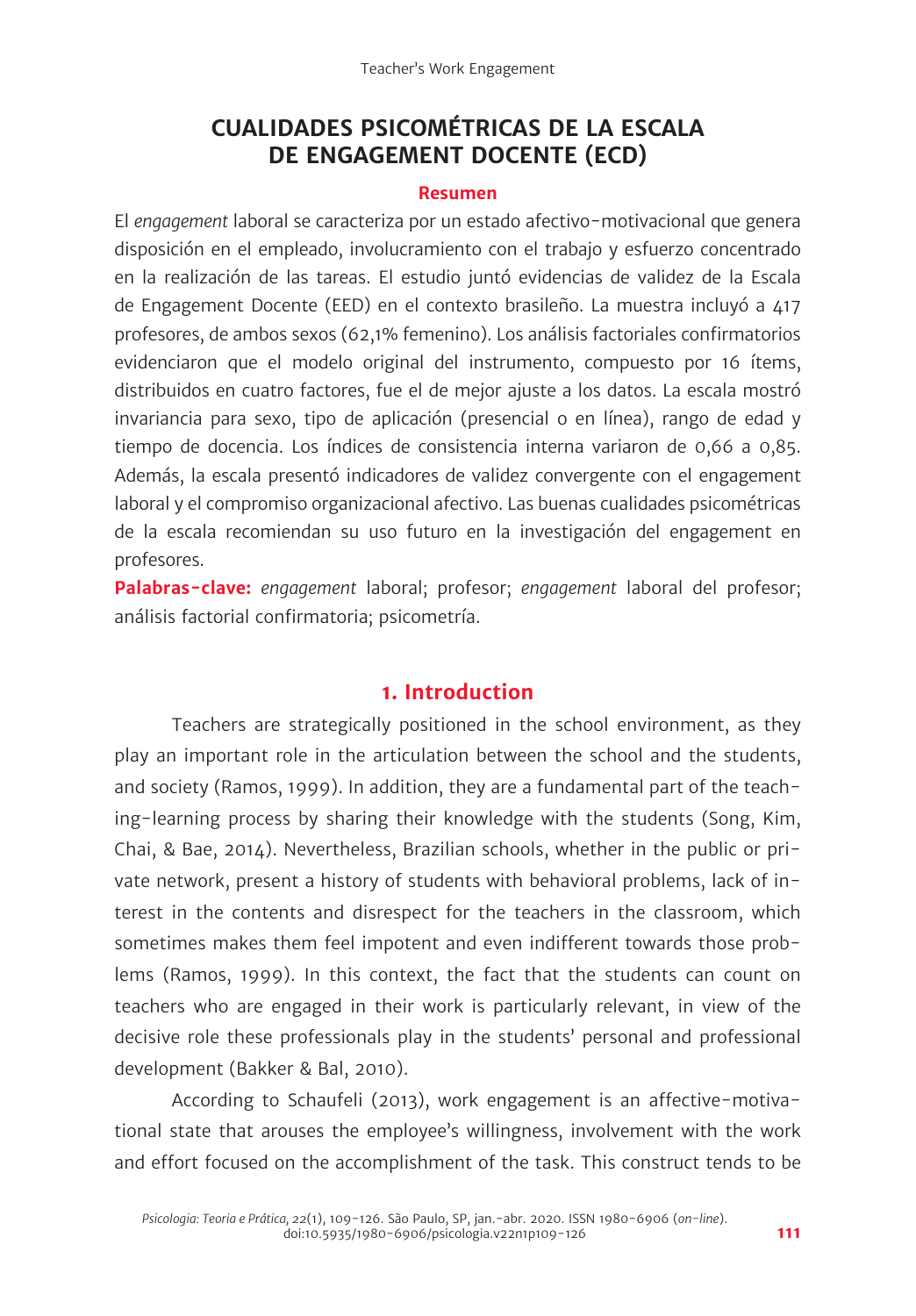## CUALIDADES PSICOMÉTRICAS DE LA ESCALA DE ENGAGEMENT DOCENTE (ECD)

### Resumen

El *engagement* laboral se caracteriza por un estado afectivo-motivacional que genera disposición en el empleado, involucramiento con el trabajo y esfuerzo concentrado en la realización de las tareas. El estudio juntó evidencias de validez de la Escala de Engagement Docente (EED) en el contexto brasileño. La muestra incluyó a 417 profesores, de ambos sexos (62,1% femenino). Los análisis factoriales confirmatorios evidenciaron que el modelo original del instrumento, compuesto por 16 ítems, distribuidos en cuatro factores, fue el de mejor ajuste a los datos. La escala mostró invariancia para sexo, tipo de aplicación (presencial o en línea), rango de edad y tiempo de docencia. Los índices de consistencia interna variaron de 0,66 a 0,85. Además, la escala presentó indicadores de validez convergente con el engagement laboral y el compromiso organizacional afectivo. Las buenas cualidades psicométricas de la escala recomiendan su uso futuro en la investigación del engagement en profesores.

**Palabras-clave:** *engagement* laboral; profesor; *engagement* laboral del profesor; análisis factorial confirmatoria; psicometría.

## 1. Introduction

Teachers are strategically positioned in the school environment, as they play an important role in the articulation between the school and the students, and society (Ramos, 1999). In addition, they are a fundamental part of the teaching-learning process by sharing their knowledge with the students (Song, Kim, Chai, & Bae, 2014). Nevertheless, Brazilian schools, whether in the public or private network, present a history of students with behavioral problems, lack of interest in the contents and disrespect for the teachers in the classroom, which sometimes makes them feel impotent and even indifferent towards those problems (Ramos, 1999). In this context, the fact that the students can count on teachers who are engaged in their work is particularly relevant, in view of the decisive role these professionals play in the students' personal and professional development (Bakker & Bal, 2010).

According to Schaufeli (2013), work engagement is an affective-motivational state that arouses the employee's willingness, involvement with the work and effort focused on the accomplishment of the task. This construct tends to be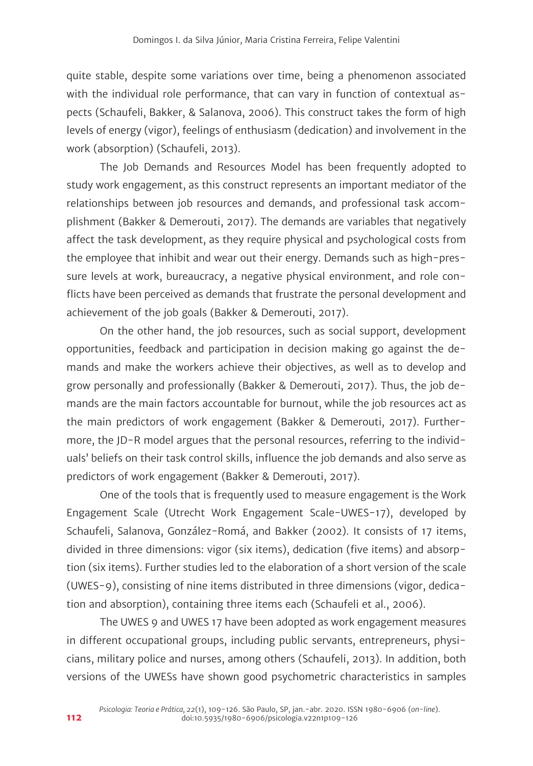quite stable, despite some variations over time, being a phenomenon associated with the individual role performance, that can vary in function of contextual aspects (Schaufeli, Bakker, & Salanova, 2006). This construct takes the form of high levels of energy (vigor), feelings of enthusiasm (dedication) and involvement in the work (absorption) (Schaufeli, 2013).

The Job Demands and Resources Model has been frequently adopted to study work engagement, as this construct represents an important mediator of the relationships between job resources and demands, and professional task accomplishment (Bakker & Demerouti, 2017). The demands are variables that negatively affect the task development, as they require physical and psychological costs from the employee that inhibit and wear out their energy. Demands such as high-pressure levels at work, bureaucracy, a negative physical environment, and role conflicts have been perceived as demands that frustrate the personal development and achievement of the job goals (Bakker & Demerouti, 2017).

On the other hand, the job resources, such as social support, development opportunities, feedback and participation in decision making go against the demands and make the workers achieve their objectives, as well as to develop and grow personally and professionally (Bakker & Demerouti, 2017). Thus, the job demands are the main factors accountable for burnout, while the job resources act as the main predictors of work engagement (Bakker & Demerouti, 2017). Furthermore, the JD-R model argues that the personal resources, referring to the individuals' beliefs on their task control skills, influence the job demands and also serve as predictors of work engagement (Bakker & Demerouti, 2017).

One of the tools that is frequently used to measure engagement is the Work Engagement Scale (Utrecht Work Engagement Scale-UWES-17), developed by Schaufeli, Salanova, González-Romá, and Bakker (2002). It consists of 17 items, divided in three dimensions: vigor (six items), dedication (five items) and absorption (six items). Further studies led to the elaboration of a short version of the scale (UWES-9), consisting of nine items distributed in three dimensions (vigor, dedication and absorption), containing three items each (Schaufeli et al., 2006).

The UWES 9 and UWES 17 have been adopted as work engagement measures in different occupational groups, including public servants, entrepreneurs, physicians, military police and nurses, among others (Schaufeli, 2013). In addition, both versions of the UWESs have shown good psychometric characteristics in samples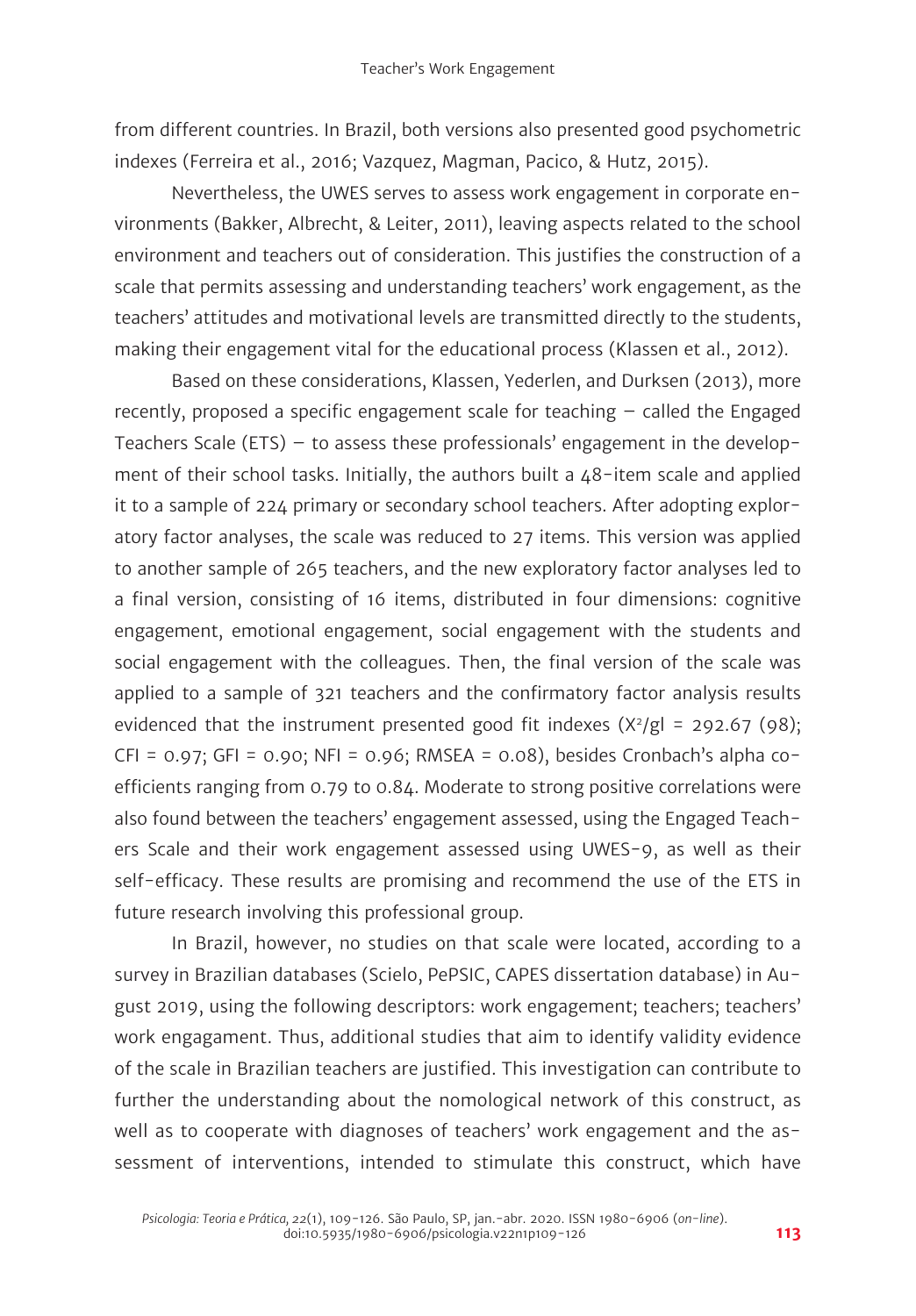from different countries. In Brazil, both versions also presented good psychometric indexes (Ferreira et al., 2016; Vazquez, Magman, Pacico, & Hutz, 2015).

Nevertheless, the UWES serves to assess work engagement in corporate environments (Bakker, Albrecht, & Leiter, 2011), leaving aspects related to the school environment and teachers out of consideration. This justifies the construction of a scale that permits assessing and understanding teachers' work engagement, as the teachers' attitudes and motivational levels are transmitted directly to the students, making their engagement vital for the educational process (Klassen et al., 2012).

Based on these considerations, Klassen, Yederlen, and Durksen (2013), more recently, proposed a specific engagement scale for teaching – called the Engaged Teachers Scale (ETS) – to assess these professionals' engagement in the development of their school tasks. Initially, the authors built a 48-item scale and applied it to a sample of 224 primary or secondary school teachers. After adopting exploratory factor analyses, the scale was reduced to 27 items. This version was applied to another sample of 265 teachers, and the new exploratory factor analyses led to a final version, consisting of 16 items, distributed in four dimensions: cognitive engagement, emotional engagement, social engagement with the students and social engagement with the colleagues. Then, the final version of the scale was applied to a sample of 321 teachers and the confirmatory factor analysis results evidenced that the instrument presented good fit indexes ($X^2/gl = 292.67$ (98); CFI = 0.97; GFI = 0.90; NFI = 0.96; RMSEA = 0.08), besides Cronbach's alpha coefficients ranging from 0.79 to 0.84. Moderate to strong positive correlations were also found between the teachers' engagement assessed, using the Engaged Teachers Scale and their work engagement assessed using UWES-9, as well as their self-efficacy. These results are promising and recommend the use of the ETS in future research involving this professional group.

In Brazil, however, no studies on that scale were located, according to a survey in Brazilian databases (Scielo, PePSIC, CAPES dissertation database) in August 2019, using the following descriptors: work engagement; teachers; teachers' work engagament. Thus, additional studies that aim to identify validity evidence of the scale in Brazilian teachers are justified. This investigation can contribute to further the understanding about the nomological network of this construct, as well as to cooperate with diagnoses of teachers' work engagement and the assessment of interventions, intended to stimulate this construct, which have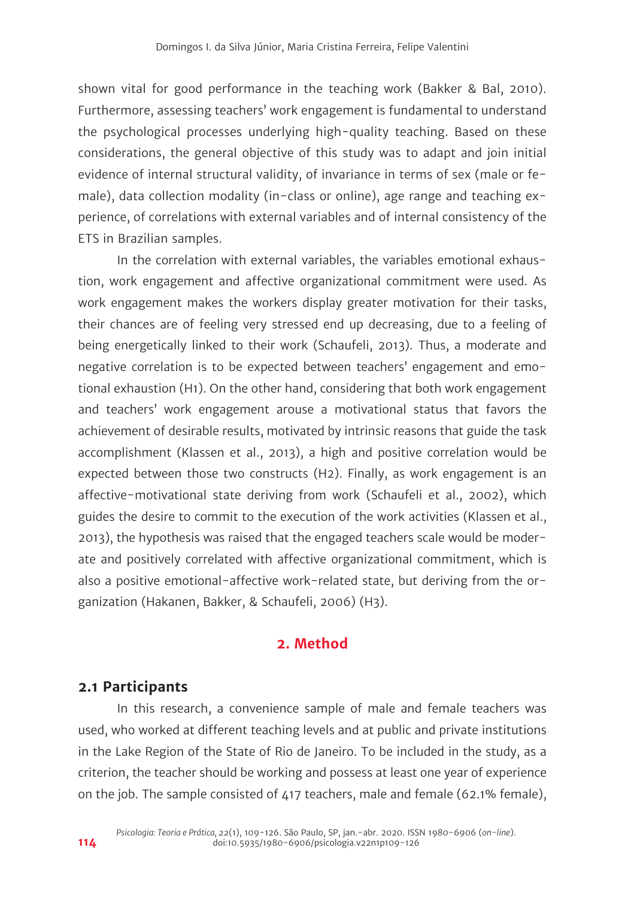shown vital for good performance in the teaching work (Bakker & Bal, 2010). Furthermore, assessing teachers' work engagement is fundamental to understand the psychological processes underlying high-quality teaching. Based on these considerations, the general objective of this study was to adapt and join initial evidence of internal structural validity, of invariance in terms of sex (male or female), data collection modality (in-class or online), age range and teaching experience, of correlations with external variables and of internal consistency of the ETS in Brazilian samples.

In the correlation with external variables, the variables emotional exhaustion, work engagement and affective organizational commitment were used. As work engagement makes the workers display greater motivation for their tasks, their chances are of feeling very stressed end up decreasing, due to a feeling of being energetically linked to their work (Schaufeli, 2013). Thus, a moderate and negative correlation is to be expected between teachers' engagement and emotional exhaustion (H1). On the other hand, considering that both work engagement and teachers' work engagement arouse a motivational status that favors the achievement of desirable results, motivated by intrinsic reasons that guide the task accomplishment (Klassen et al., 2013), a high and positive correlation would be expected between those two constructs (H2). Finally, as work engagement is an affective-motivational state deriving from work (Schaufeli et al., 2002), which guides the desire to commit to the execution of the work activities (Klassen et al., 2013), the hypothesis was raised that the engaged teachers scale would be moderate and positively correlated with affective organizational commitment, which is also a positive emotional-affective work-related state, but deriving from the organization (Hakanen, Bakker, & Schaufeli, 2006) (H3).

## 2. Method

### 2.1 Participants

In this research, a convenience sample of male and female teachers was used, who worked at different teaching levels and at public and private institutions in the Lake Region of the State of Rio de Janeiro. To be included in the study, as a criterion, the teacher should be working and possess at least one year of experience on the job. The sample consisted of 417 teachers, male and female (62.1% female),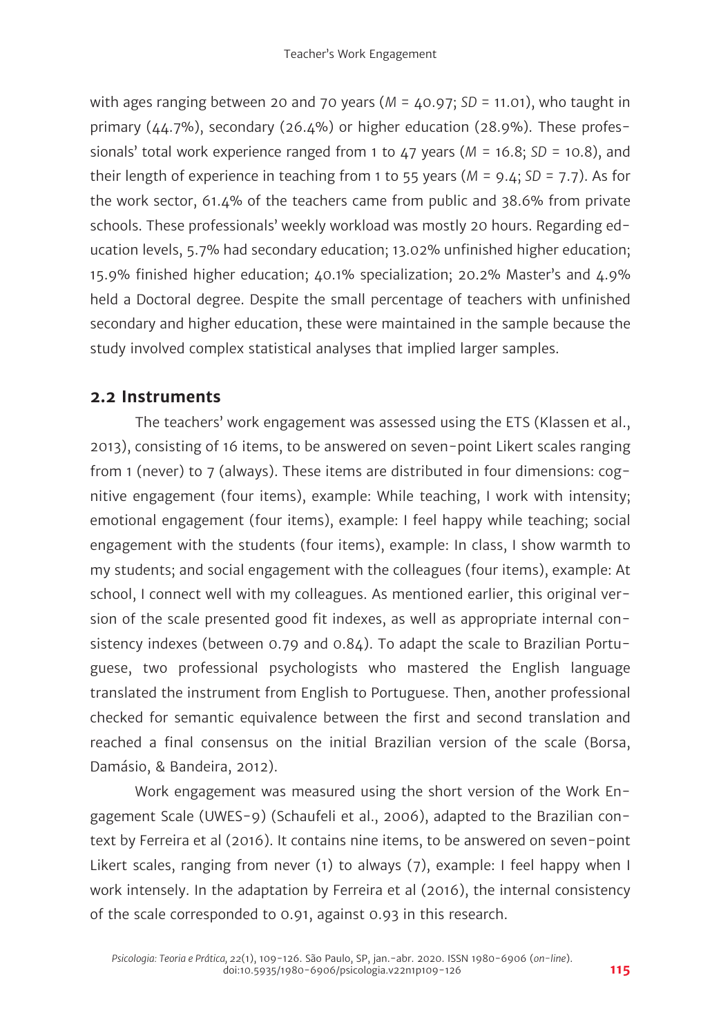with ages ranging between 20 and 70 years (*M* = 40.97; *SD* = 11.01), who taught in primary (44.7%), secondary (26.4%) or higher education (28.9%). These professionals' total work experience ranged from 1 to 47 years (*M* = 16.8; *SD* = 10.8), and their length of experience in teaching from 1 to 55 years (*M* = 9.4; *SD* = 7.7). As for the work sector, 61.4% of the teachers came from public and 38.6% from private schools. These professionals' weekly workload was mostly 20 hours. Regarding education levels, 5.7% had secondary education; 13.02% unfinished higher education; 15.9% finished higher education; 40.1% specialization; 20.2% Master's and 4.9% held a Doctoral degree. Despite the small percentage of teachers with unfinished secondary and higher education, these were maintained in the sample because the study involved complex statistical analyses that implied larger samples.

## 2.2 Instruments

The teachers' work engagement was assessed using the ETS (Klassen et al., 2013), consisting of 16 items, to be answered on seven-point Likert scales ranging from 1 (never) to 7 (always). These items are distributed in four dimensions: cognitive engagement (four items), example: While teaching, I work with intensity; emotional engagement (four items), example: I feel happy while teaching; social engagement with the students (four items), example: In class, I show warmth to my students; and social engagement with the colleagues (four items), example: At school, I connect well with my colleagues. As mentioned earlier, this original version of the scale presented good fit indexes, as well as appropriate internal consistency indexes (between 0.79 and 0.84). To adapt the scale to Brazilian Portuguese, two professional psychologists who mastered the English language translated the instrument from English to Portuguese. Then, another professional checked for semantic equivalence between the first and second translation and reached a final consensus on the initial Brazilian version of the scale (Borsa, Damásio, & Bandeira, 2012).

Work engagement was measured using the short version of the Work Engagement Scale (UWES-9) (Schaufeli et al., 2006), adapted to the Brazilian context by Ferreira et al (2016). It contains nine items, to be answered on seven-point Likert scales, ranging from never (1) to always (7), example: I feel happy when I work intensely. In the adaptation by Ferreira et al (2016), the internal consistency of the scale corresponded to 0.91, against 0.93 in this research.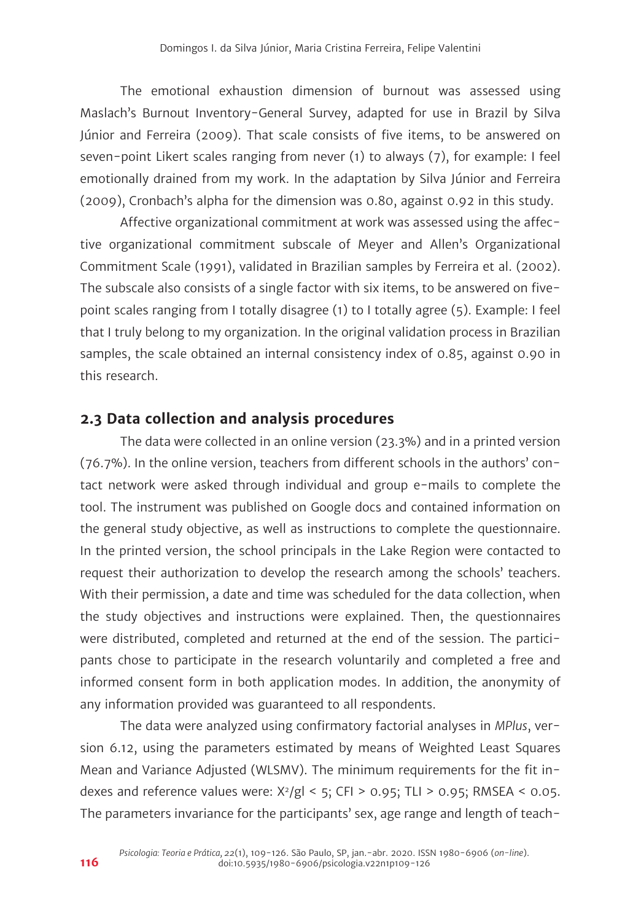The emotional exhaustion dimension of burnout was assessed using Maslach's Burnout Inventory-General Survey, adapted for use in Brazil by Silva Júnior and Ferreira (2009). That scale consists of five items, to be answered on seven-point Likert scales ranging from never (1) to always (7), for example: I feel emotionally drained from my work. In the adaptation by Silva Júnior and Ferreira (2009), Cronbach's alpha for the dimension was 0.80, against 0.92 in this study.

Affective organizational commitment at work was assessed using the affective organizational commitment subscale of Meyer and Allen's Organizational Commitment Scale (1991), validated in Brazilian samples by Ferreira et al. (2002). The subscale also consists of a single factor with six items, to be answered on five-point scales ranging from I totally disagree (1) to I totally agree (5). Example: I feel that I truly belong to my organization. In the original validation process in Brazilian samples, the scale obtained an internal consistency index of 0.85, against 0.90 in this research.

## 2.3 Data collection and analysis procedures

The data were collected in an online version (23.3%) and in a printed version (76.7%). In the online version, teachers from different schools in the authors' contact network were asked through individual and group e-mails to complete the tool. The instrument was published on Google docs and contained information on the general study objective, as well as instructions to complete the questionnaire. In the printed version, the school principals in the Lake Region were contacted to request their authorization to develop the research among the schools' teachers. With their permission, a date and time was scheduled for the data collection, when the study objectives and instructions were explained. Then, the questionnaires were distributed, completed and returned at the end of the session. The participants chose to participate in the research voluntarily and completed a free and informed consent form in both application modes. In addition, the anonymity of any information provided was guaranteed to all respondents.

The data were analyzed using confirmatory factorial analyses in *MPlus*, version 6.12, using the parameters estimated by means of Weighted Least Squares Mean and Variance Adjusted (WLSMV). The minimum requirements for the fit indexes and reference values were: $X^2/gl < 5$; CFI > 0.95; TLI > 0.95; RMSEA < 0.05. The parameters invariance for the participants' sex, age range and length of teach-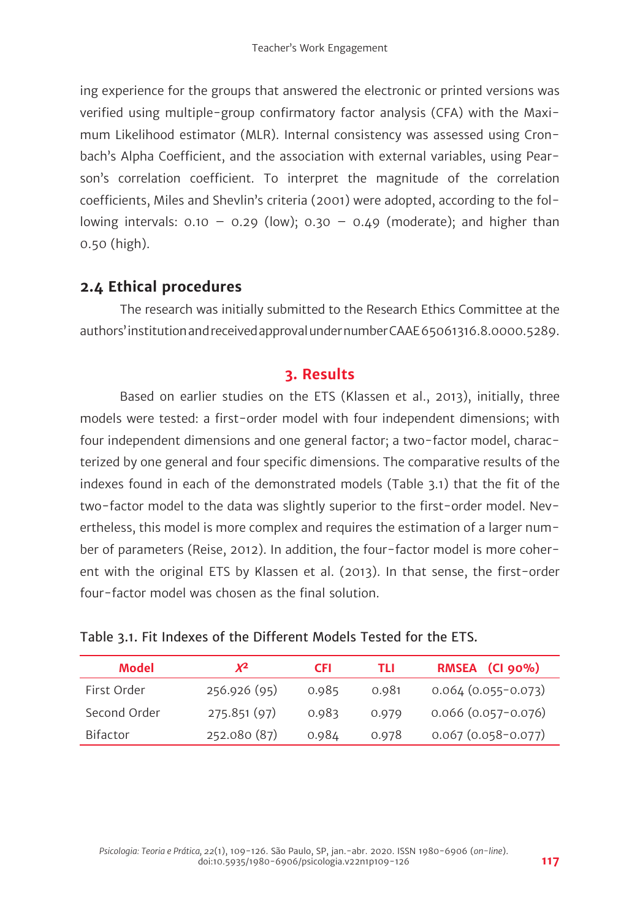ing experience for the groups that answered the electronic or printed versions was verified using multiple-group confirmatory factor analysis (CFA) with the Maximum Likelihood estimator (MLR). Internal consistency was assessed using Cronbach's Alpha Coefficient, and the association with external variables, using Pearson's correlation coefficient. To interpret the magnitude of the correlation coefficients, Miles and Shevlin's criteria (2001) were adopted, according to the following intervals: 0.10 – 0.29 (low); 0.30 – 0.49 (moderate); and higher than 0.50 (high).

### 2.4 Ethical procedures

The research was initially submitted to the Research Ethics Committee at the authors' institution and received approval under number CAAE 65061316.8.0000.5289.

## 3. Results

Based on earlier studies on the ETS (Klassen et al., 2013), initially, three models were tested: a first-order model with four independent dimensions; with four independent dimensions and one general factor; a two-factor model, characterized by one general and four specific dimensions. The comparative results of the indexes found in each of the demonstrated models (Table 3.1) that the fit of the two-factor model to the data was slightly superior to the first-order model. Nevertheless, this model is more complex and requires the estimation of a larger number of parameters (Reise, 2012). In addition, the four-factor model is more coherent with the original ETS by Klassen et al. (2013). In that sense, the first-order four-factor model was chosen as the final solution.

Table 3.1. Fit Indexes of the Different Models Tested for the ETS.

| Model | $X^2$ | CFI | TLI | RMSEA (CI 90%) |
|---|---|---|---|---|
| First Order | 256.926 (95) | 0.985 | 0.981 | 0.064 (0.055-0.073) |
| Second Order | 275.851 (97) | 0.983 | 0.979 | 0.066 (0.057-0.076) |
| Bifactor | 252.080 (87) | 0.984 | 0.978 | 0.067 (0.058-0.077) |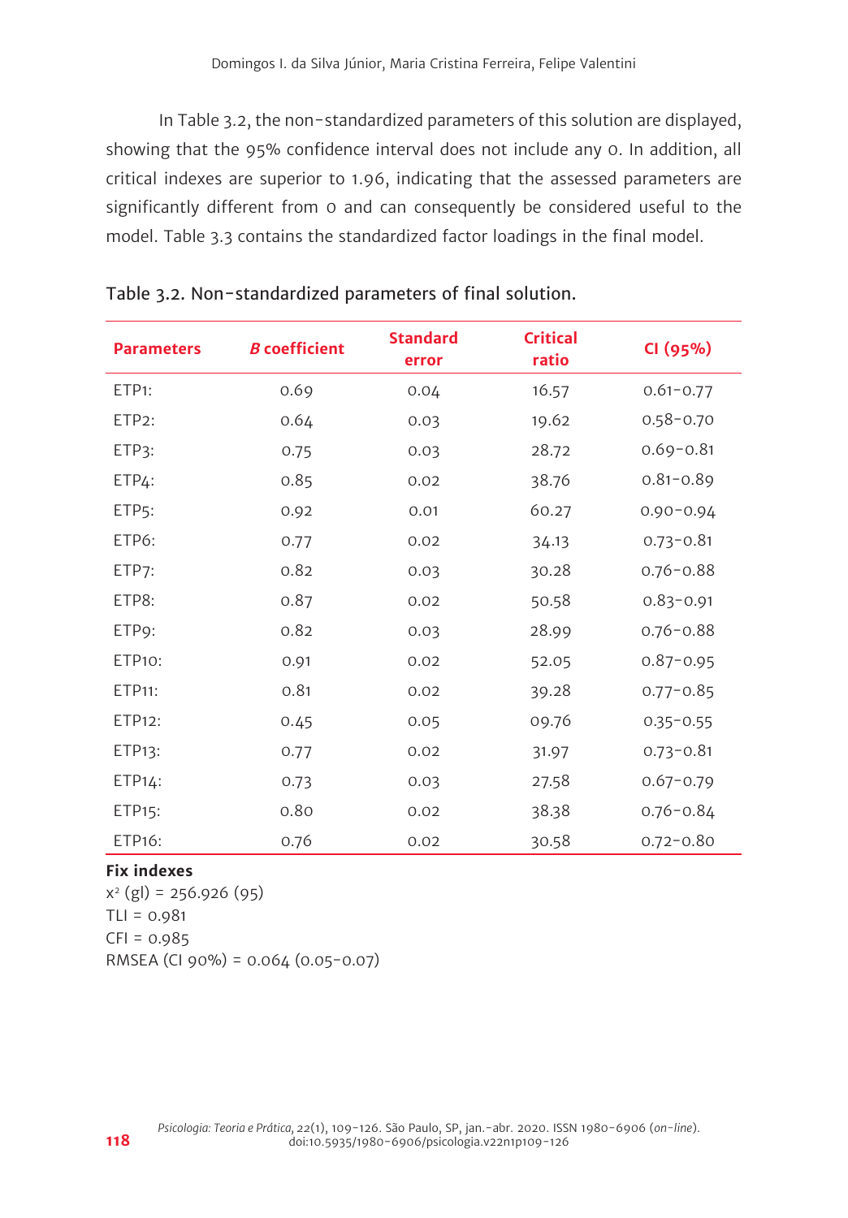In Table 3.2, the non-standardized parameters of this solution are displayed, showing that the 95% confidence interval does not include any 0. In addition, all critical indexes are superior to 1.96, indicating that the assessed parameters are significantly different from 0 and can consequently be considered useful to the model. Table 3.3 contains the standardized factor loadings in the final model.

Table 3.2. Non-standardized parameters of final solution.

| Parameters | *B* coefficient | Standard error | Critical ratio | CI (95%) |
|---|---|---|---|---|
| ETP1: | 0.69 | 0.04 | 16.57 | 0.61-0.77 |
| ETP2: | 0.64 | 0.03 | 19.62 | 0.58-0.70 |
| ETP3: | 0.75 | 0.03 | 28.72 | 0.69-0.81 |
| ETP4: | 0.85 | 0.02 | 38.76 | 0.81-0.89 |
| ETP5: | 0.92 | 0.01 | 60.27 | 0.90-0.94 |
| ETP6: | 0.77 | 0.02 | 34.13 | 0.73-0.81 |
| ETP7: | 0.82 | 0.03 | 30.28 | 0.76-0.88 |
| ETP8: | 0.87 | 0.02 | 50.58 | 0.83-0.91 |
| ETP9: | 0.82 | 0.03 | 28.99 | 0.76-0.88 |
| ETP10: | 0.91 | 0.02 | 52.05 | 0.87-0.95 |
| ETP11: | 0.81 | 0.02 | 39.28 | 0.77-0.85 |
| ETP12: | 0.45 | 0.05 | 09.76 | 0.35-0.55 |
| ETP13: | 0.77 | 0.02 | 31.97 | 0.73-0.81 |
| ETP14: | 0.73 | 0.03 | 27.58 | 0.67-0.79 |
| ETP15: | 0.80 | 0.02 | 38.38 | 0.76-0.84 |
| ETP16: | 0.76 | 0.02 | 30.58 | 0.72-0.80 |

**Fix indexes**

$x^2$ (gl) = 256.926 (95)

TLI = 0.981

CFI = 0.985

RMSEA (CI 90%) = 0.064 (0.05-0.07)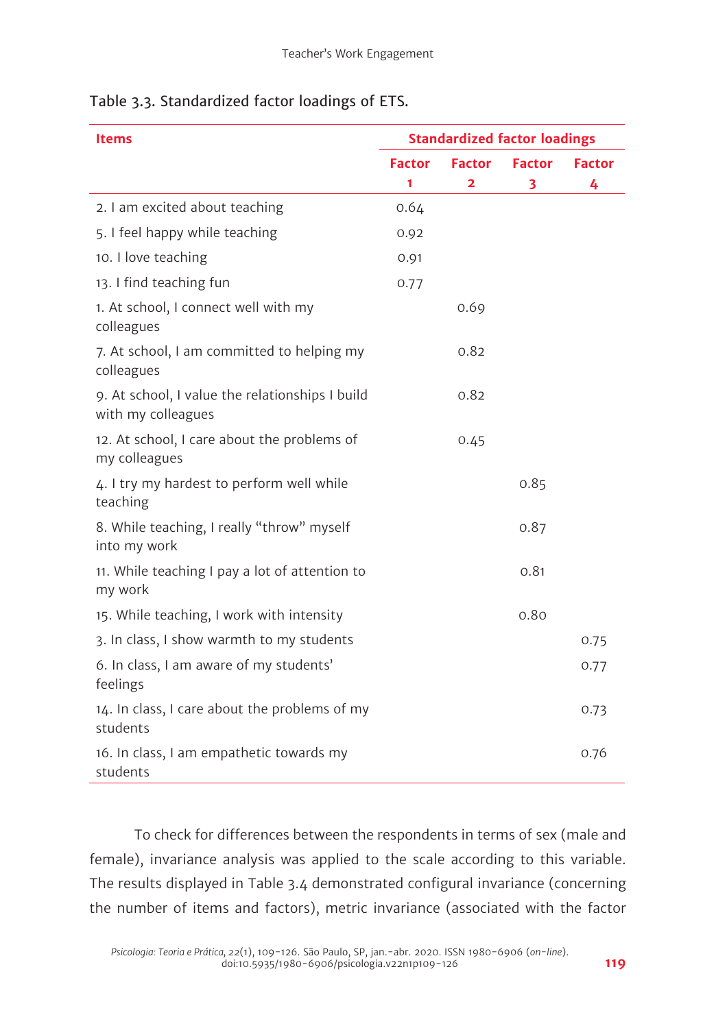Table 3.3. Standardized factor loadings of ETS.

| Items | Standardized factor loadings | | | |
|---|---|---|---|---|
| | Factor 1 | Factor 2 | Factor 3 | Factor 4 |
| 2. I am excited about teaching | 0.64 | | | |
| 5. I feel happy while teaching | 0.92 | | | |
| 10. I love teaching | 0.91 | | | |
| 13. I find teaching fun | 0.77 | | | |
| 1. At school, I connect well with my colleagues | | 0.69 | | |
| 7. At school, I am committed to helping my colleagues | | 0.82 | | |
| 9. At school, I value the relationships I build with my colleagues | | 0.82 | | |
| 12. At school, I care about the problems of my colleagues | | 0.45 | | |
| 4. I try my hardest to perform well while teaching | | | 0.85 | |
| 8. While teaching, I really "throw" myself into my work | | | 0.87 | |
| 11. While teaching I pay a lot of attention to my work | | | 0.81 | |
| 15. While teaching, I work with intensity | | | 0.80 | |
| 3. In class, I show warmth to my students | | | | 0.75 |
| 6. In class, I am aware of my students' feelings | | | | 0.77 |
| 14. In class, I care about the problems of my students | | | | 0.73 |
| 16. In class, I am empathetic towards my students | | | | 0.76 |

To check for differences between the respondents in terms of sex (male and female), invariance analysis was applied to the scale according to this variable. The results displayed in Table 3.4 demonstrated configural invariance (concerning the number of items and factors), metric invariance (associated with the factor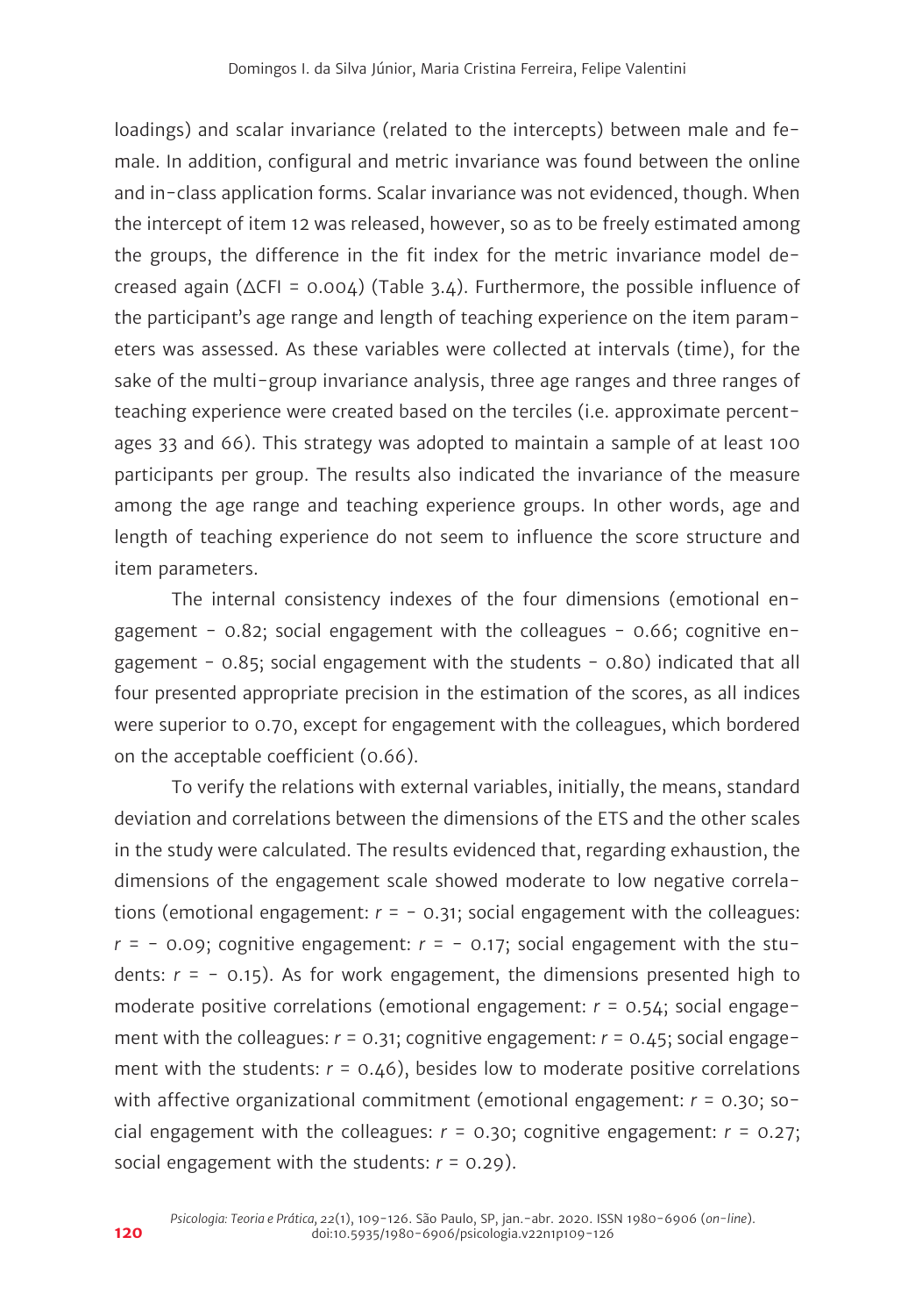loadings) and scalar invariance (related to the intercepts) between male and female. In addition, configural and metric invariance was found between the online and in-class application forms. Scalar invariance was not evidenced, though. When the intercept of item 12 was released, however, so as to be freely estimated among the groups, the difference in the fit index for the metric invariance model decreased again ($\Delta$CFI = 0.004) (Table 3.4). Furthermore, the possible influence of the participant's age range and length of teaching experience on the item parameters was assessed. As these variables were collected at intervals (time), for the sake of the multi-group invariance analysis, three age ranges and three ranges of teaching experience were created based on the terciles (i.e. approximate percentages 33 and 66). This strategy was adopted to maintain a sample of at least 100 participants per group. The results also indicated the invariance of the measure among the age range and teaching experience groups. In other words, age and length of teaching experience do not seem to influence the score structure and item parameters.

The internal consistency indexes of the four dimensions (emotional engagement - 0.82; social engagement with the colleagues - 0.66; cognitive engagement - 0.85; social engagement with the students - 0.80) indicated that all four presented appropriate precision in the estimation of the scores, as all indices were superior to 0.70, except for engagement with the colleagues, which bordered on the acceptable coefficient (0.66).

To verify the relations with external variables, initially, the means, standard deviation and correlations between the dimensions of the ETS and the other scales in the study were calculated. The results evidenced that, regarding exhaustion, the dimensions of the engagement scale showed moderate to low negative correlations (emotional engagement: $r = -0.31$; social engagement with the colleagues: $r = -0.09$; cognitive engagement: $r = -0.17$; social engagement with the students: $r = -0.15$). As for work engagement, the dimensions presented high to moderate positive correlations (emotional engagement: $r = 0.54$; social engagement with the colleagues: $r = 0.31$; cognitive engagement: $r = 0.45$; social engagement with the students: $r = 0.46$), besides low to moderate positive correlations with affective organizational commitment (emotional engagement: $r = 0.30$; social engagement with the colleagues: $r = 0.30$; cognitive engagement: $r = 0.27$; social engagement with the students: $r = 0.29$).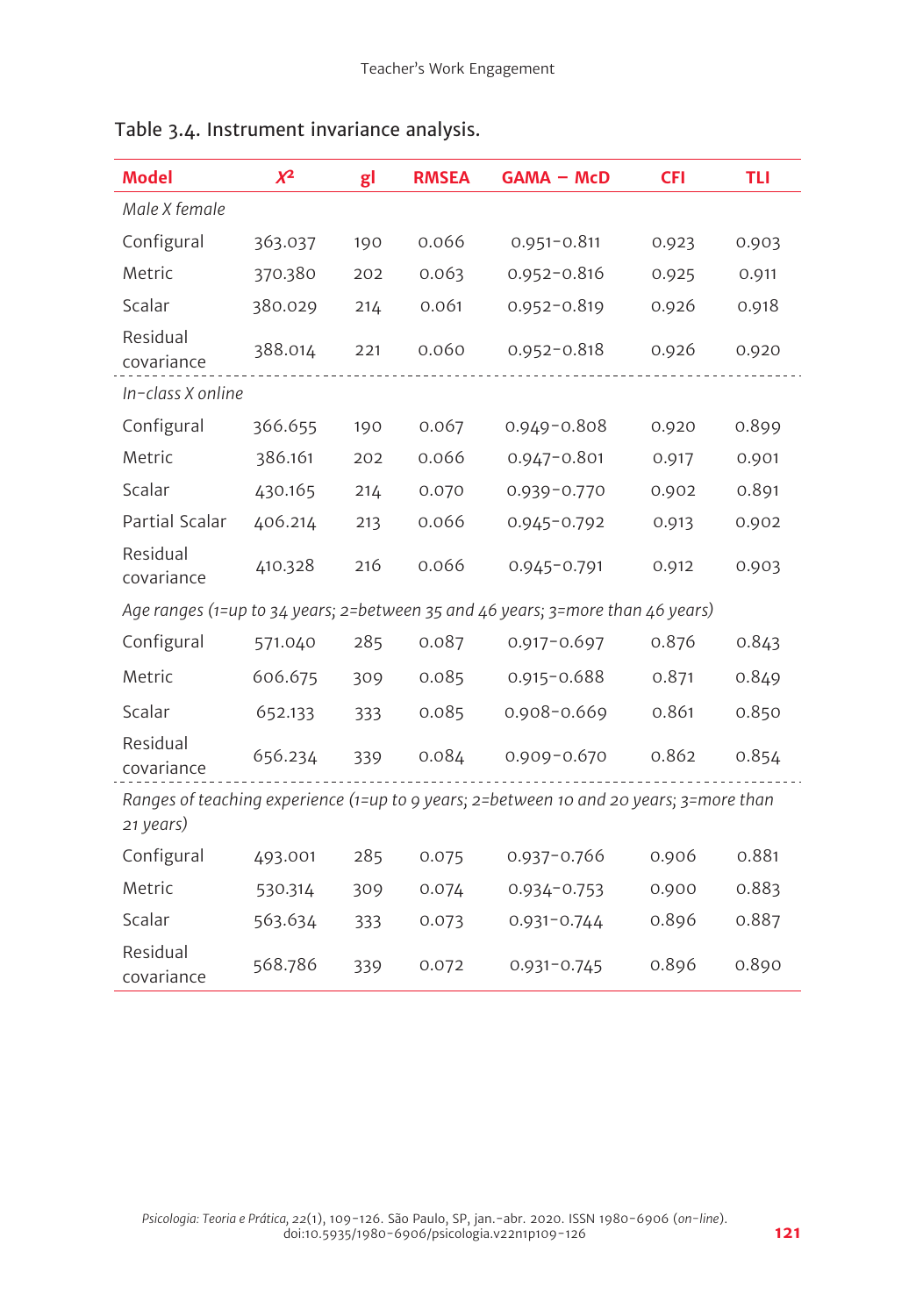Table 3.4. Instrument invariance analysis.

| Model | $X^2$ | gl | RMSEA | GAMA – McD | CFI | TLI |
|---|---|---|---|---|---|---|
| *Male X female* | | | | | | |
| Configural | 363.037 | 190 | 0.066 | 0.951–0.811 | 0.923 | 0.903 |
| Metric | 370.380 | 202 | 0.063 | 0.952–0.816 | 0.925 | 0.911 |
| Scalar | 380.029 | 214 | 0.061 | 0.952–0.819 | 0.926 | 0.918 |
| Residual covariance | 388.014 | 221 | 0.060 | 0.952–0.818 | 0.926 | 0.920 |
| *In-class X online* | | | | | | |
| Configural | 366.655 | 190 | 0.067 | 0.949–0.808 | 0.920 | 0.899 |
| Metric | 386.161 | 202 | 0.066 | 0.947–0.801 | 0.917 | 0.901 |
| Scalar | 430.165 | 214 | 0.070 | 0.939–0.770 | 0.902 | 0.891 |
| Partial Scalar | 406.214 | 213 | 0.066 | 0.945–0.792 | 0.913 | 0.902 |
| Residual covariance | 410.328 | 216 | 0.066 | 0.945–0.791 | 0.912 | 0.903 |
| *Age ranges (1=up to 34 years; 2=between 35 and 46 years; 3=more than 46 years)* | | | | | | |
| Configural | 571.040 | 285 | 0.087 | 0.917–0.697 | 0.876 | 0.843 |
| Metric | 606.675 | 309 | 0.085 | 0.915–0.688 | 0.871 | 0.849 |
| Scalar | 652.133 | 333 | 0.085 | 0.908–0.669 | 0.861 | 0.850 |
| Residual covariance | 656.234 | 339 | 0.084 | 0.909–0.670 | 0.862 | 0.854 |
| *Ranges of teaching experience (1=up to 9 years; 2=between 10 and 20 years; 3=more than 21 years)* | | | | | | |
| Configural | 493.001 | 285 | 0.075 | 0.937–0.766 | 0.906 | 0.881 |
| Metric | 530.314 | 309 | 0.074 | 0.934–0.753 | 0.900 | 0.883 |
| Scalar | 563.634 | 333 | 0.073 | 0.931–0.744 | 0.896 | 0.887 |
| Residual covariance | 568.786 | 339 | 0.072 | 0.931–0.745 | 0.896 | 0.890 |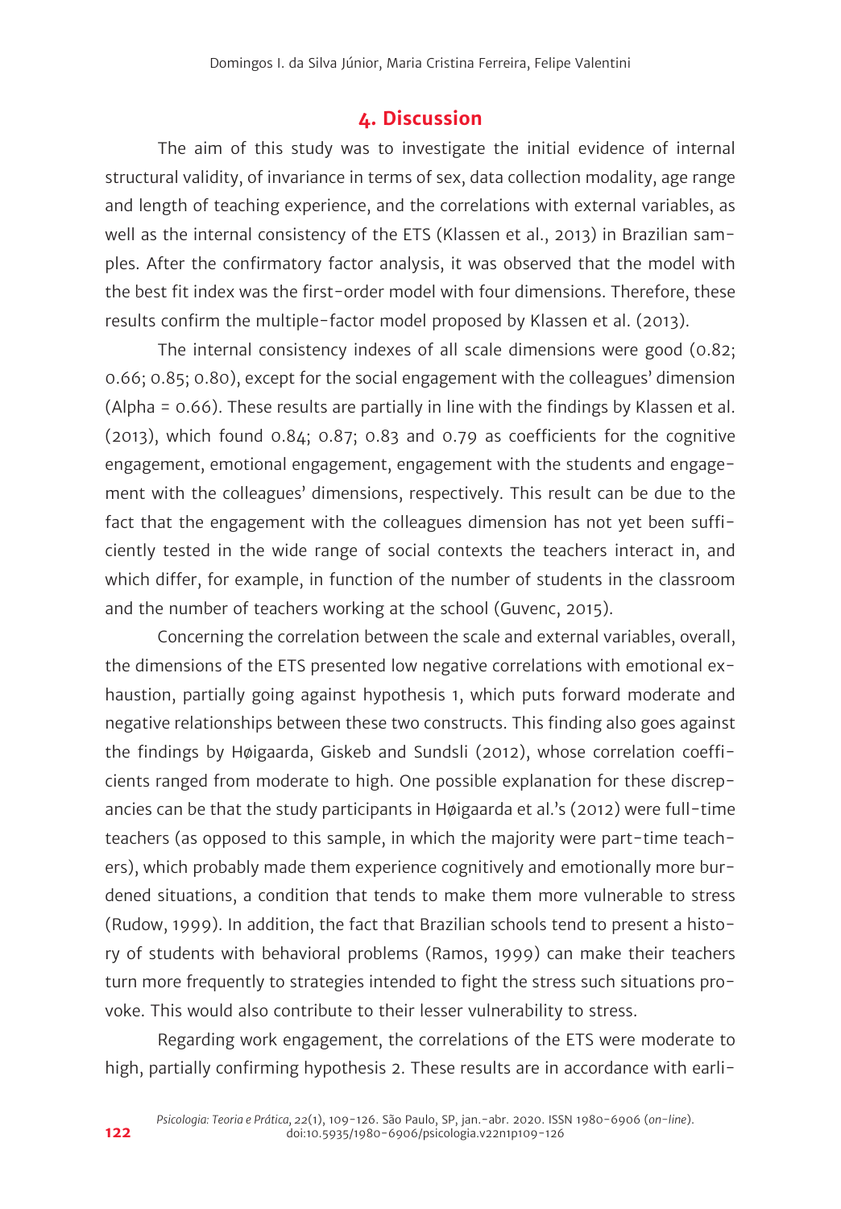## 4. Discussion

The aim of this study was to investigate the initial evidence of internal structural validity, of invariance in terms of sex, data collection modality, age range and length of teaching experience, and the correlations with external variables, as well as the internal consistency of the ETS (Klassen et al., 2013) in Brazilian samples. After the confirmatory factor analysis, it was observed that the model with the best fit index was the first-order model with four dimensions. Therefore, these results confirm the multiple-factor model proposed by Klassen et al. (2013).

The internal consistency indexes of all scale dimensions were good (0.82; 0.66; 0.85; 0.80), except for the social engagement with the colleagues' dimension (Alpha = 0.66). These results are partially in line with the findings by Klassen et al. (2013), which found 0.84; 0.87; 0.83 and 0.79 as coefficients for the cognitive engagement, emotional engagement, engagement with the students and engagement with the colleagues' dimensions, respectively. This result can be due to the fact that the engagement with the colleagues dimension has not yet been sufficiently tested in the wide range of social contexts the teachers interact in, and which differ, for example, in function of the number of students in the classroom and the number of teachers working at the school (Guvenc, 2015).

Concerning the correlation between the scale and external variables, overall, the dimensions of the ETS presented low negative correlations with emotional exhaustion, partially going against hypothesis 1, which puts forward moderate and negative relationships between these two constructs. This finding also goes against the findings by Høigaarda, Giskeb and Sundsli (2012), whose correlation coefficients ranged from moderate to high. One possible explanation for these discrepancies can be that the study participants in Høigaarda et al.'s (2012) were full-time teachers (as opposed to this sample, in which the majority were part-time teachers), which probably made them experience cognitively and emotionally more burdened situations, a condition that tends to make them more vulnerable to stress (Rudow, 1999). In addition, the fact that Brazilian schools tend to present a history of students with behavioral problems (Ramos, 1999) can make their teachers turn more frequently to strategies intended to fight the stress such situations provoke. This would also contribute to their lesser vulnerability to stress.

Regarding work engagement, the correlations of the ETS were moderate to high, partially confirming hypothesis 2. These results are in accordance with earli-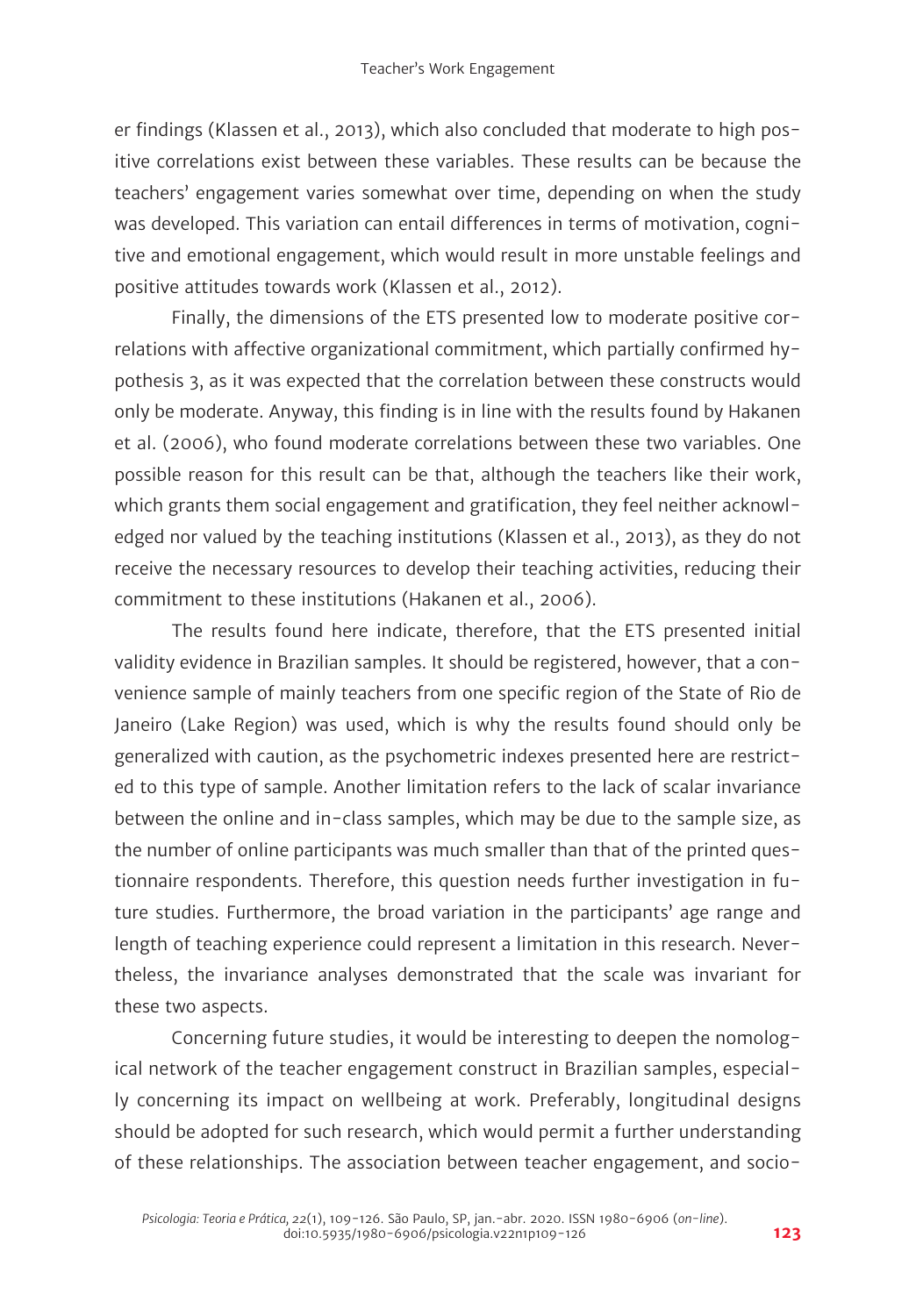er findings (Klassen et al., 2013), which also concluded that moderate to high positive correlations exist between these variables. These results can be because the teachers' engagement varies somewhat over time, depending on when the study was developed. This variation can entail differences in terms of motivation, cognitive and emotional engagement, which would result in more unstable feelings and positive attitudes towards work (Klassen et al., 2012).

Finally, the dimensions of the ETS presented low to moderate positive correlations with affective organizational commitment, which partially confirmed hypothesis 3, as it was expected that the correlation between these constructs would only be moderate. Anyway, this finding is in line with the results found by Hakanen et al. (2006), who found moderate correlations between these two variables. One possible reason for this result can be that, although the teachers like their work, which grants them social engagement and gratification, they feel neither acknowledged nor valued by the teaching institutions (Klassen et al., 2013), as they do not receive the necessary resources to develop their teaching activities, reducing their commitment to these institutions (Hakanen et al., 2006).

The results found here indicate, therefore, that the ETS presented initial validity evidence in Brazilian samples. It should be registered, however, that a convenience sample of mainly teachers from one specific region of the State of Rio de Janeiro (Lake Region) was used, which is why the results found should only be generalized with caution, as the psychometric indexes presented here are restricted to this type of sample. Another limitation refers to the lack of scalar invariance between the online and in-class samples, which may be due to the sample size, as the number of online participants was much smaller than that of the printed questionnaire respondents. Therefore, this question needs further investigation in future studies. Furthermore, the broad variation in the participants' age range and length of teaching experience could represent a limitation in this research. Nevertheless, the invariance analyses demonstrated that the scale was invariant for these two aspects.

Concerning future studies, it would be interesting to deepen the nomological network of the teacher engagement construct in Brazilian samples, especially concerning its impact on wellbeing at work. Preferably, longitudinal designs should be adopted for such research, which would permit a further understanding of these relationships. The association between teacher engagement, and socio-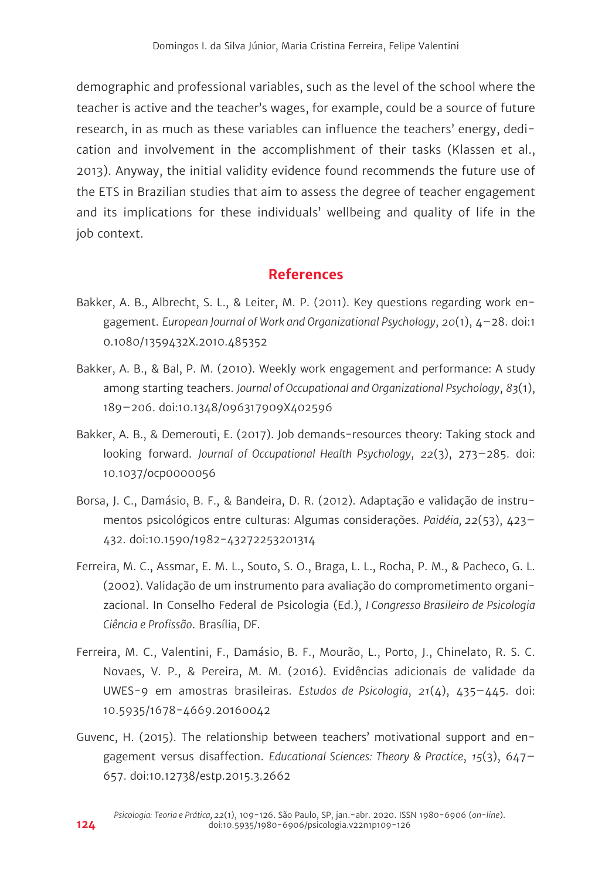demographic and professional variables, such as the level of the school where the teacher is active and the teacher's wages, for example, could be a source of future research, in as much as these variables can influence the teachers' energy, dedication and involvement in the accomplishment of their tasks (Klassen et al., 2013). Anyway, the initial validity evidence found recommends the future use of the ETS in Brazilian studies that aim to assess the degree of teacher engagement and its implications for these individuals' wellbeing and quality of life in the job context.

## References

Bakker, A. B., Albrecht, S. L., & Leiter, M. P. (2011). Key questions regarding work engagement. *European Journal of Work and Organizational Psychology*, *20*(1), 4–28. doi:10.1080/1359432X.2010.485352

Bakker, A. B., & Bal, P. M. (2010). Weekly work engagement and performance: A study among starting teachers. *Journal of Occupational and Organizational Psychology*, *83*(1), 189–206. doi:10.1348/096317909X402596

Bakker, A. B., & Demerouti, E. (2017). Job demands-resources theory: Taking stock and looking forward. *Journal of Occupational Health Psychology*, *22*(3), 273–285. doi:10.1037/ocp0000056

Borsa, J. C., Damásio, B. F., & Bandeira, D. R. (2012). Adaptação e validação de instrumentos psicológicos entre culturas: Algumas considerações. *Paidéia, 22*(53), 423–432. doi:10.1590/1982-43272253201314

Ferreira, M. C., Assmar, E. M. L., Souto, S. O., Braga, L. L., Rocha, P. M., & Pacheco, G. L. (2002). Validação de um instrumento para avaliação do comprometimento organizacional. In Conselho Federal de Psicologia (Ed.), *I Congresso Brasileiro de Psicologia Ciência e Profissão*. Brasília, DF.

Ferreira, M. C., Valentini, F., Damásio, B. F., Mourão, L., Porto, J., Chinelato, R. S. C. Novaes, V. P., & Pereira, M. M. (2016). Evidências adicionais de validade da UWES-9 em amostras brasileiras. *Estudos de Psicologia*, *21*(4), 435–445. doi:10.5935/1678-4669.20160042

Guvenc, H. (2015). The relationship between teachers' motivational support and engagement versus disaffection. *Educational Sciences: Theory & Practice*, *15*(3), 647–657. doi:10.12738/estp.2015.3.2662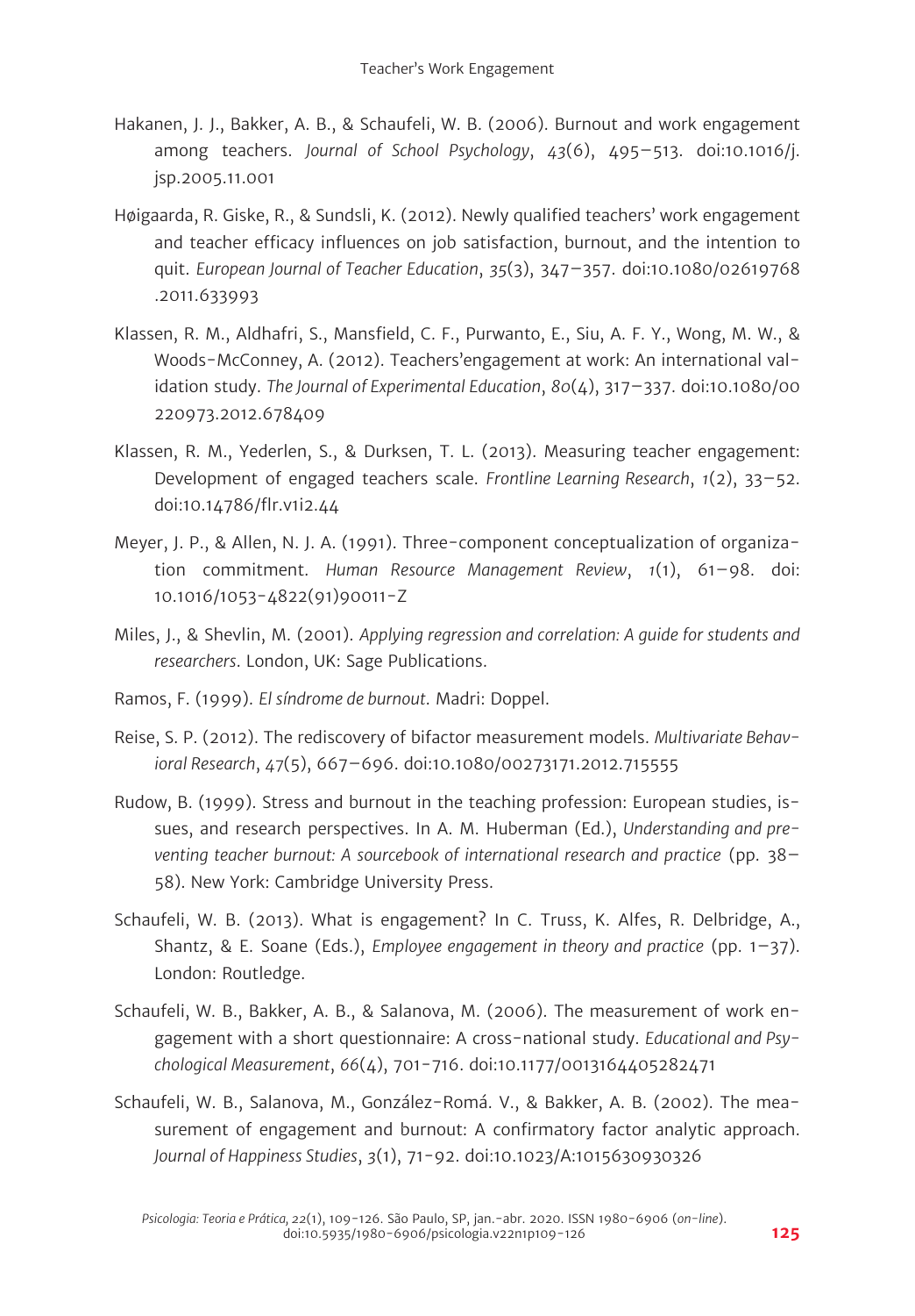Hakanen, J. J., Bakker, A. B., & Schaufeli, W. B. (2006). Burnout and work engagement among teachers. *Journal of School Psychology*, *43*(6), 495–513. doi:10.1016/j.jsp.2005.11.001

Høigaarda, R. Giske, R., & Sundsli, K. (2012). Newly qualified teachers' work engagement and teacher efficacy influences on job satisfaction, burnout, and the intention to quit. *European Journal of Teacher Education*, *35*(3), 347–357. doi:10.1080/02619768.2011.633993

Klassen, R. M., Aldhafri, S., Mansfield, C. F., Purwanto, E., Siu, A. F. Y., Wong, M. W., & Woods-McConney, A. (2012). Teachers'engagement at work: An international validation study. *The Journal of Experimental Education*, *80*(4), 317–337. doi:10.1080/00220973.2012.678409

Klassen, R. M., Yederlen, S., & Durksen, T. L. (2013). Measuring teacher engagement: Development of engaged teachers scale. *Frontline Learning Research*, *1*(2), 33–52. doi:10.14786/flr.v1i2.44

Meyer, J. P., & Allen, N. J. A. (1991). Three-component conceptualization of organization commitment. *Human Resource Management Review*, *1*(1), 61–98. doi:10.1016/1053-4822(91)90011-Z

Miles, J., & Shevlin, M. (2001). *Applying regression and correlation: A guide for students and researchers.* London, UK: Sage Publications.

Ramos, F. (1999). *El síndrome de burnout.* Madri: Doppel.

Reise, S. P. (2012). The rediscovery of bifactor measurement models. *Multivariate Behavioral Research*, *47*(5), 667–696. doi:10.1080/00273171.2012.715555

Rudow, B. (1999). Stress and burnout in the teaching profession: European studies, issues, and research perspectives. In A. M. Huberman (Ed.), *Understanding and preventing teacher burnout: A sourcebook of international research and practice* (pp. 38–58). New York: Cambridge University Press.

Schaufeli, W. B. (2013). What is engagement? In C. Truss, K. Alfes, R. Delbridge, A., Shantz, & E. Soane (Eds.), *Employee engagement in theory and practice* (pp. 1–37). London: Routledge.

Schaufeli, W. B., Bakker, A. B., & Salanova, M. (2006). The measurement of work engagement with a short questionnaire: A cross-national study. *Educational and Psychological Measurement*, *66*(4), 701-716. doi:10.1177/0013164405282471

Schaufeli, W. B., Salanova, M., González-Romá. V., & Bakker, A. B. (2002). The measurement of engagement and burnout: A confirmatory factor analytic approach. *Journal of Happiness Studies*, *3*(1), 71-92. doi:10.1023/A:1015630930326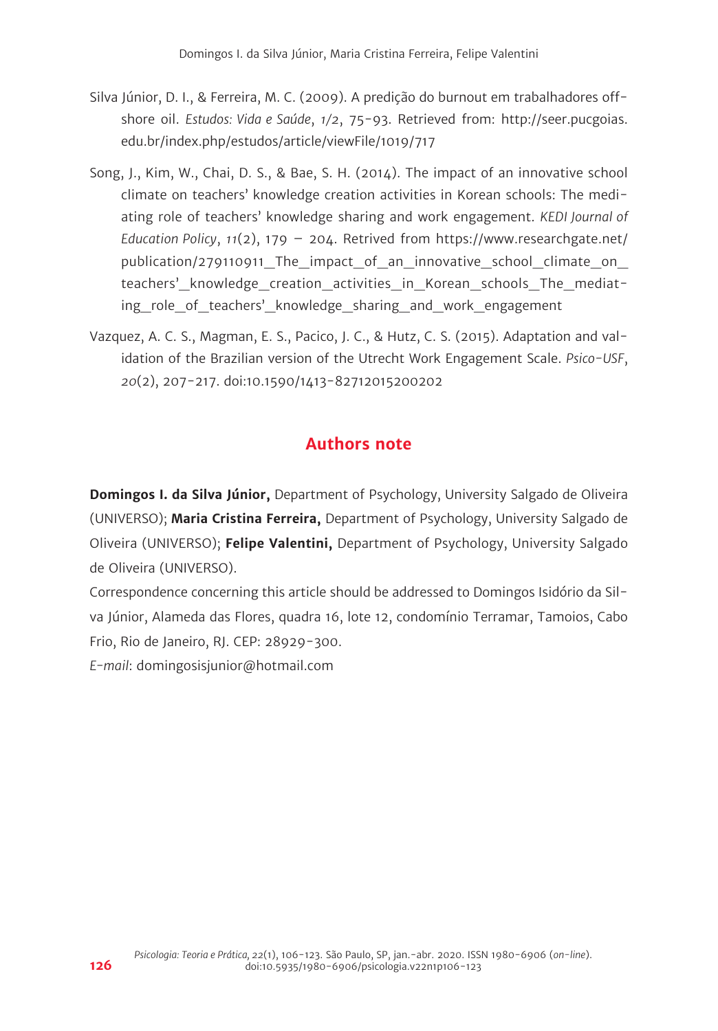Silva Júnior, D. I., & Ferreira, M. C. (2009). A predição do burnout em trabalhadores off-shore oil. *Estudos: Vida e Saúde*, *1/2*, 75-93. Retrieved from: http://seer.pucgoias.edu.br/index.php/estudos/article/viewFile/1019/717

Song, J., Kim, W., Chai, D. S., & Bae, S. H. (2014). The impact of an innovative school climate on teachers' knowledge creation activities in Korean schools: The mediating role of teachers' knowledge sharing and work engagement. *KEDI Journal of Education Policy*, *11*(2), 179 – 204. Retrived from https://www.researchgate.net/publication/279110911_The_impact_of_an_innovative_school_climate_on_teachers'_knowledge_creation_activities_in_Korean_schools_The_mediating_role_of_teachers'_knowledge_sharing_and_work_engagement

Vazquez, A. C. S., Magman, E. S., Pacico, J. C., & Hutz, C. S. (2015). Adaptation and validation of the Brazilian version of the Utrecht Work Engagement Scale. *Psico-USF*, *20*(2), 207-217. doi:10.1590/1413-82712015200202

## Authors note

**Domingos I. da Silva Júnior,** Department of Psychology, University Salgado de Oliveira (UNIVERSO); **Maria Cristina Ferreira,** Department of Psychology, University Salgado de Oliveira (UNIVERSO); **Felipe Valentini,** Department of Psychology, University Salgado de Oliveira (UNIVERSO).

Correspondence concerning this article should be addressed to Domingos Isidório da Silva Júnior, Alameda das Flores, quadra 16, lote 12, condomínio Terramar, Tamoios, Cabo Frio, Rio de Janeiro, RJ. CEP: 28929-300.

*E-mail*: domingosisjunior@hotmail.com